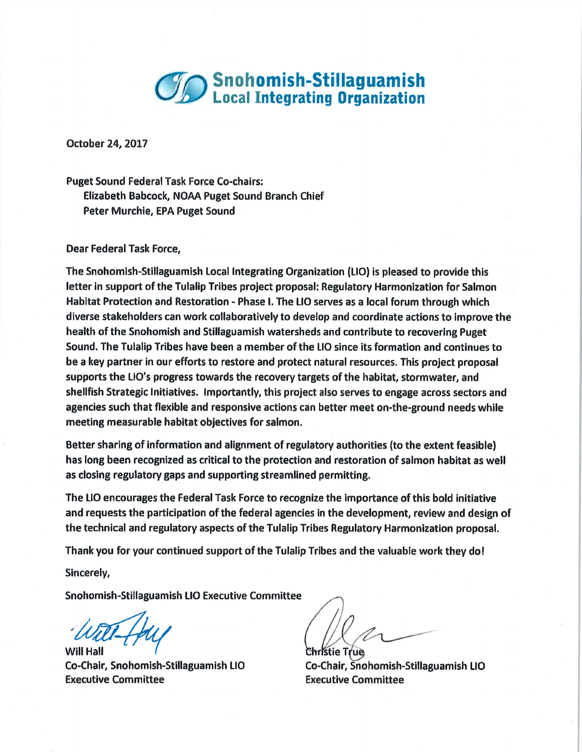# Snohomish-Stillaguamish Local Integrating Organization

October 24, 2017

Puget Sound Federal Task Force Co-chairs:
Elizabeth Babcock, NOAA Puget Sound Branch Chief
Peter Murchie, EPA Puget Sound

Dear Federal Task Force,

The Snohomish-Stillaguamish Local Integrating Organization (LIO) is pleased to provide this letter in support of the Tulalip Tribes project proposal: Regulatory Harmonization for Salmon Habitat Protection and Restoration - Phase I. The LIO serves as a local forum through which diverse stakeholders can work collaboratively to develop and coordinate actions to improve the health of the Snohomish and Stillaguamish watersheds and contribute to recovering Puget Sound. The Tulalip Tribes have been a member of the LIO since its formation and continues to be a key partner in our efforts to restore and protect natural resources. This project proposal supports the LIO's progress towards the recovery targets of the habitat, stormwater, and shellfish Strategic Initiatives. Importantly, this project also serves to engage across sectors and agencies such that flexible and responsive actions can better meet on-the-ground needs while meeting measurable habitat objectives for salmon.

Better sharing of information and alignment of regulatory authorities (to the extent feasible) has long been recognized as critical to the protection and restoration of salmon habitat as well as closing regulatory gaps and supporting streamlined permitting.

The LIO encourages the Federal Task Force to recognize the importance of this bold initiative and requests the participation of the federal agencies in the development, review and design of the technical and regulatory aspects of the Tulalip Tribes Regulatory Harmonization proposal.

Thank you for your continued support of the Tulalip Tribes and the valuable work they do!

Sincerely,

Snohomish-Stillaguamish LIO Executive Committee

Will Hall
Co-Chair, Snohomish-Stillaguamish LIO Executive Committee

Christie True
Co-Chair, Snohomish-Stillaguamish LIO Executive Committee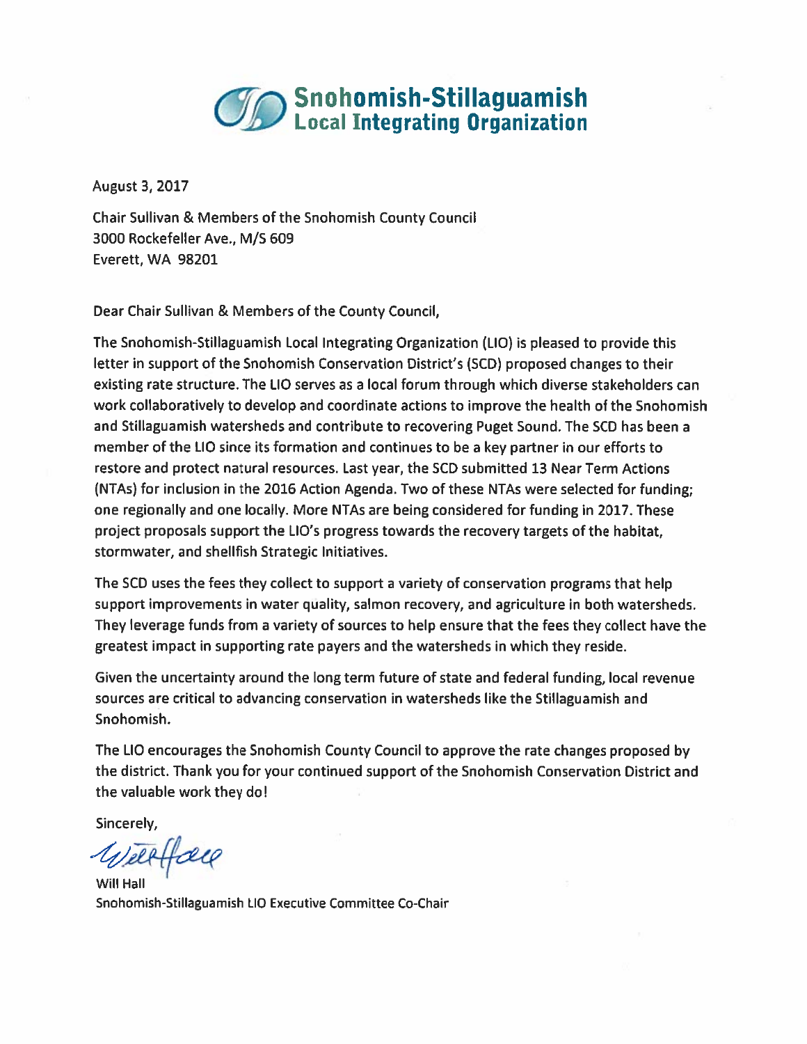# Snohomish-Stillaguamish Local Integrating Organization

August 3, 2017

Chair Sullivan & Members of the Snohomish County Council
3000 Rockefeller Ave., M/S 609
Everett, WA 98201

Dear Chair Sullivan & Members of the County Council,

The Snohomish-Stillaguamish Local Integrating Organization (LIO) is pleased to provide this letter in support of the Snohomish Conservation District's (SCD) proposed changes to their existing rate structure. The LIO serves as a local forum through which diverse stakeholders can work collaboratively to develop and coordinate actions to improve the health of the Snohomish and Stillaguamish watersheds and contribute to recovering Puget Sound. The SCD has been a member of the LIO since its formation and continues to be a key partner in our efforts to restore and protect natural resources. Last year, the SCD submitted 13 Near Term Actions (NTAs) for inclusion in the 2016 Action Agenda. Two of these NTAs were selected for funding; one regionally and one locally. More NTAs are being considered for funding in 2017. These project proposals support the LIO's progress towards the recovery targets of the habitat, stormwater, and shellfish Strategic Initiatives.

The SCD uses the fees they collect to support a variety of conservation programs that help support improvements in water quality, salmon recovery, and agriculture in both watersheds. They leverage funds from a variety of sources to help ensure that the fees they collect have the greatest impact in supporting rate payers and the watersheds in which they reside.

Given the uncertainty around the long term future of state and federal funding, local revenue sources are critical to advancing conservation in watersheds like the Stillaguamish and Snohomish.

The LIO encourages the Snohomish County Council to approve the rate changes proposed by the district. Thank you for your continued support of the Snohomish Conservation District and the valuable work they do!

Sincerely,

Will Hall
Snohomish-Stillaguamish LIO Executive Committee Co-Chair